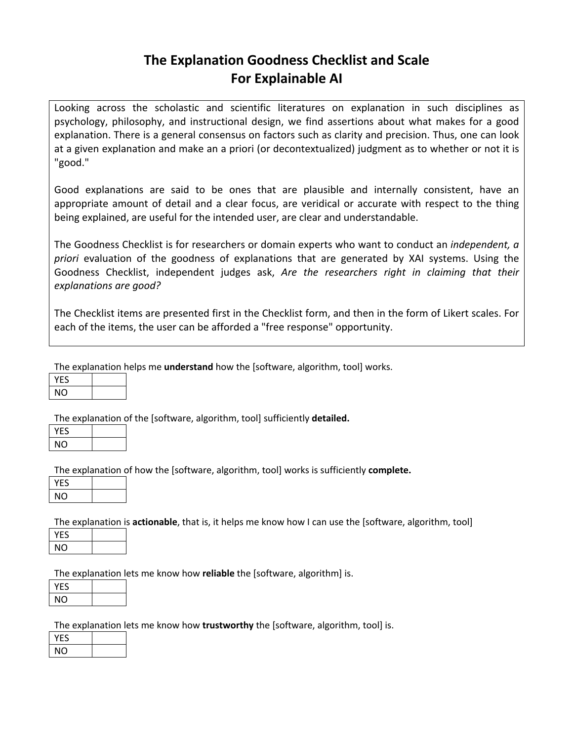# The Explanation Goodness Checklist and Scale For Explainable AI

Looking across the scholastic and scientific literatures on explanation in such disciplines as psychology, philosophy, and instructional design, we find assertions about what makes for a good explanation. There is a general consensus on factors such as clarity and precision. Thus, one can look at a given explanation and make an a priori (or decontextualized) judgment as to whether or not it is "good."

Good explanations are said to be ones that are plausible and internally consistent, have an appropriate amount of detail and a clear focus, are veridical or accurate with respect to the thing being explained, are useful for the intended user, are clear and understandable.

The Goodness Checklist is for researchers or domain experts who want to conduct an *independent, a priori* evaluation of the goodness of explanations that are generated by XAI systems. Using the Goodness Checklist, independent judges ask, *Are the researchers right in claiming that their explanations are good?*

The Checklist items are presented first in the Checklist form, and then in the form of Likert scales. For each of the items, the user can be afforded a "free response" opportunity.

The explanation helps me **understand** how the [software, algorithm, tool] works.

| | |
|---|---|
| YES | |
| NO | |

The explanation of the [software, algorithm, tool] sufficiently **detailed.**

| | |
|---|---|
| YES | |
| NO | |

The explanation of how the [software, algorithm, tool] works is sufficiently **complete.**

| | |
|---|---|
| YES | |
| NO | |

The explanation is **actionable**, that is, it helps me know how I can use the [software, algorithm, tool]

| | |
|---|---|
| YES | |
| NO | |

The explanation lets me know how **reliable** the [software, algorithm] is.

| | |
|---|---|
| YES | |
| NO | |

The explanation lets me know how **trustworthy** the [software, algorithm, tool] is.

| | |
|---|---|
| YES | |
| NO | |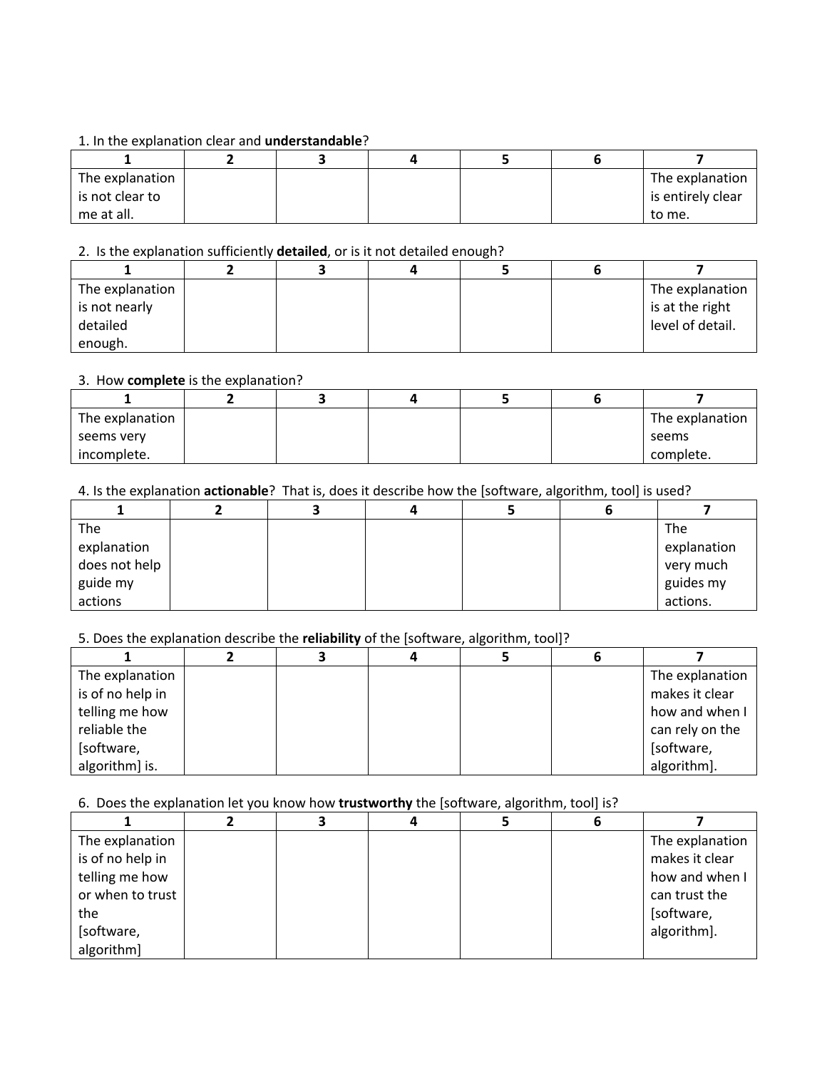1. In the explanation clear and **understandable**?

| 1 | 2 | 3 | 4 | 5 | 6 | 7 |
|---|---|---|---|---|---|---|
| The explanation is not clear to me at all. | | | | | | The explanation is entirely clear to me. |

2. Is the explanation sufficiently **detailed**, or is it not detailed enough?

| 1 | 2 | 3 | 4 | 5 | 6 | 7 |
|---|---|---|---|---|---|---|
| The explanation is not nearly detailed enough. | | | | | | The explanation is at the right level of detail. |

3. How **complete** is the explanation?

| 1 | 2 | 3 | 4 | 5 | 6 | 7 |
|---|---|---|---|---|---|---|
| The explanation seems very incomplete. | | | | | | The explanation seems complete. |

4. Is the explanation **actionable**? That is, does it describe how the [software, algorithm, tool] is used?

| 1 | 2 | 3 | 4 | 5 | 6 | 7 |
|---|---|---|---|---|---|---|
| The explanation does not help guide my actions | | | | | | The explanation very much guides my actions. |

5. Does the explanation describe the **reliability** of the [software, algorithm, tool]?

| 1 | 2 | 3 | 4 | 5 | 6 | 7 |
|---|---|---|---|---|---|---|
| The explanation is of no help in telling me how reliable the [software, algorithm] is. | | | | | | The explanation makes it clear how and when I can rely on the [software, algorithm]. |

6. Does the explanation let you know how **trustworthy** the [software, algorithm, tool] is?

| 1 | 2 | 3 | 4 | 5 | 6 | 7 |
|---|---|---|---|---|---|---|
| The explanation is of no help in telling me how or when to trust the [software, algorithm] | | | | | | The explanation makes it clear how and when I can trust the [software, algorithm]. |